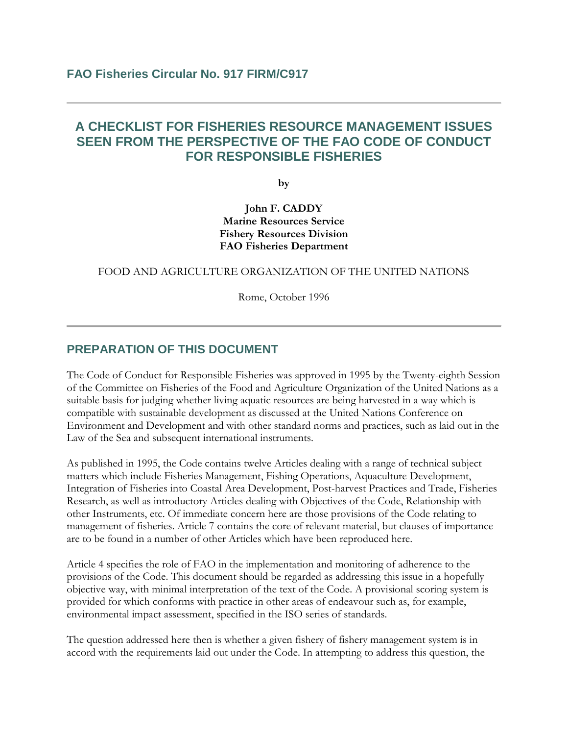## FAO Fisheries Circular No. 917 FIRM/C917

---

# A CHECKLIST FOR FISHERIES RESOURCE MANAGEMENT ISSUES SEEN FROM THE PERSPECTIVE OF THE FAO CODE OF CONDUCT FOR RESPONSIBLE FISHERIES

**by**

**John F. CADDY**
**Marine Resources Service**
**Fishery Resources Division**
**FAO Fisheries Department**

FOOD AND AGRICULTURE ORGANIZATION OF THE UNITED NATIONS

Rome, October 1996

---

## PREPARATION OF THIS DOCUMENT

The Code of Conduct for Responsible Fisheries was approved in 1995 by the Twenty-eighth Session of the Committee on Fisheries of the Food and Agriculture Organization of the United Nations as a suitable basis for judging whether living aquatic resources are being harvested in a way which is compatible with sustainable development as discussed at the United Nations Conference on Environment and Development and with other standard norms and practices, such as laid out in the Law of the Sea and subsequent international instruments.

As published in 1995, the Code contains twelve Articles dealing with a range of technical subject matters which include Fisheries Management, Fishing Operations, Aquaculture Development, Integration of Fisheries into Coastal Area Development, Post-harvest Practices and Trade, Fisheries Research, as well as introductory Articles dealing with Objectives of the Code, Relationship with other Instruments, etc. Of immediate concern here are those provisions of the Code relating to management of fisheries. Article 7 contains the core of relevant material, but clauses of importance are to be found in a number of other Articles which have been reproduced here.

Article 4 specifies the role of FAO in the implementation and monitoring of adherence to the provisions of the Code. This document should be regarded as addressing this issue in a hopefully objective way, with minimal interpretation of the text of the Code. A provisional scoring system is provided for which conforms with practice in other areas of endeavour such as, for example, environmental impact assessment, specified in the ISO series of standards.

The question addressed here then is whether a given fishery of fishery management system is in accord with the requirements laid out under the Code. In attempting to address this question, the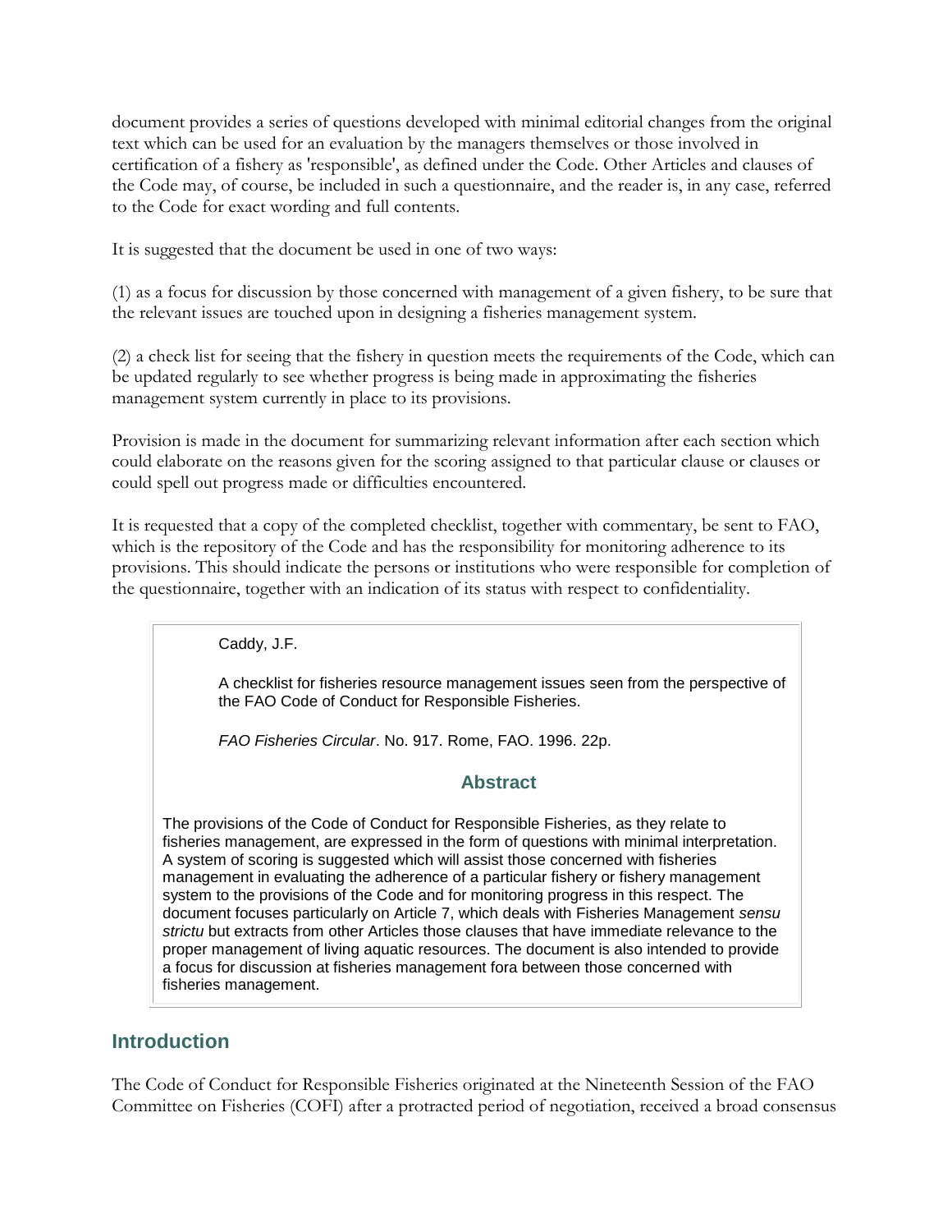document provides a series of questions developed with minimal editorial changes from the original text which can be used for an evaluation by the managers themselves or those involved in certification of a fishery as 'responsible', as defined under the Code. Other Articles and clauses of the Code may, of course, be included in such a questionnaire, and the reader is, in any case, referred to the Code for exact wording and full contents.

It is suggested that the document be used in one of two ways:

(1) as a focus for discussion by those concerned with management of a given fishery, to be sure that the relevant issues are touched upon in designing a fisheries management system.

(2) a check list for seeing that the fishery in question meets the requirements of the Code, which can be updated regularly to see whether progress is being made in approximating the fisheries management system currently in place to its provisions.

Provision is made in the document for summarizing relevant information after each section which could elaborate on the reasons given for the scoring assigned to that particular clause or clauses or could spell out progress made or difficulties encountered.

It is requested that a copy of the completed checklist, together with commentary, be sent to FAO, which is the repository of the Code and has the responsibility for monitoring adherence to its provisions. This should indicate the persons or institutions who were responsible for completion of the questionnaire, together with an indication of its status with respect to confidentiality.

Caddy, J.F.

A checklist for fisheries resource management issues seen from the perspective of the FAO Code of Conduct for Responsible Fisheries.

*FAO Fisheries Circular*. No. 917. Rome, FAO. 1996. 22p.

### Abstract

The provisions of the Code of Conduct for Responsible Fisheries, as they relate to fisheries management, are expressed in the form of questions with minimal interpretation. A system of scoring is suggested which will assist those concerned with fisheries management in evaluating the adherence of a particular fishery or fishery management system to the provisions of the Code and for monitoring progress in this respect. The document focuses particularly on Article 7, which deals with Fisheries Management *sensu strictu* but extracts from other Articles those clauses that have immediate relevance to the proper management of living aquatic resources. The document is also intended to provide a focus for discussion at fisheries management fora between those concerned with fisheries management.

## Introduction

The Code of Conduct for Responsible Fisheries originated at the Nineteenth Session of the FAO Committee on Fisheries (COFI) after a protracted period of negotiation, received a broad consensus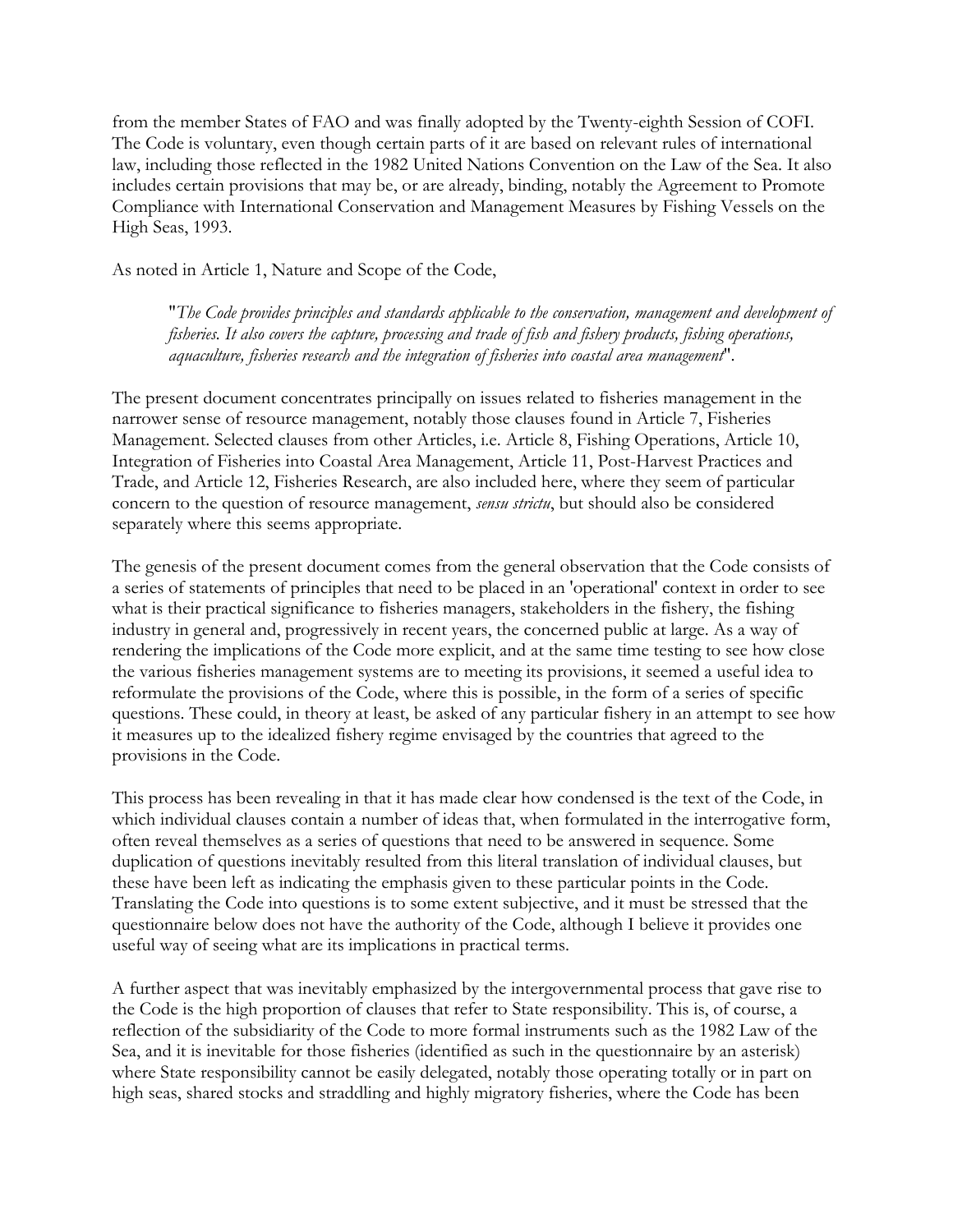from the member States of FAO and was finally adopted by the Twenty-eighth Session of COFI. The Code is voluntary, even though certain parts of it are based on relevant rules of international law, including those reflected in the 1982 United Nations Convention on the Law of the Sea. It also includes certain provisions that may be, or are already, binding, notably the Agreement to Promote Compliance with International Conservation and Management Measures by Fishing Vessels on the High Seas, 1993.

As noted in Article 1, Nature and Scope of the Code,

> "*The Code provides principles and standards applicable to the conservation, management and development of fisheries. It also covers the capture, processing and trade of fish and fishery products, fishing operations, aquaculture, fisheries research and the integration of fisheries into coastal area management*".

The present document concentrates principally on issues related to fisheries management in the narrower sense of resource management, notably those clauses found in Article 7, Fisheries Management. Selected clauses from other Articles, i.e. Article 8, Fishing Operations, Article 10, Integration of Fisheries into Coastal Area Management, Article 11, Post-Harvest Practices and Trade, and Article 12, Fisheries Research, are also included here, where they seem of particular concern to the question of resource management, *sensu strictu*, but should also be considered separately where this seems appropriate.

The genesis of the present document comes from the general observation that the Code consists of a series of statements of principles that need to be placed in an 'operational' context in order to see what is their practical significance to fisheries managers, stakeholders in the fishery, the fishing industry in general and, progressively in recent years, the concerned public at large. As a way of rendering the implications of the Code more explicit, and at the same time testing to see how close the various fisheries management systems are to meeting its provisions, it seemed a useful idea to reformulate the provisions of the Code, where this is possible, in the form of a series of specific questions. These could, in theory at least, be asked of any particular fishery in an attempt to see how it measures up to the idealized fishery regime envisaged by the countries that agreed to the provisions in the Code.

This process has been revealing in that it has made clear how condensed is the text of the Code, in which individual clauses contain a number of ideas that, when formulated in the interrogative form, often reveal themselves as a series of questions that need to be answered in sequence. Some duplication of questions inevitably resulted from this literal translation of individual clauses, but these have been left as indicating the emphasis given to these particular points in the Code. Translating the Code into questions is to some extent subjective, and it must be stressed that the questionnaire below does not have the authority of the Code, although I believe it provides one useful way of seeing what are its implications in practical terms.

A further aspect that was inevitably emphasized by the intergovernmental process that gave rise to the Code is the high proportion of clauses that refer to State responsibility. This is, of course, a reflection of the subsidiarity of the Code to more formal instruments such as the 1982 Law of the Sea, and it is inevitable for those fisheries (identified as such in the questionnaire by an asterisk) where State responsibility cannot be easily delegated, notably those operating totally or in part on high seas, shared stocks and straddling and highly migratory fisheries, where the Code has been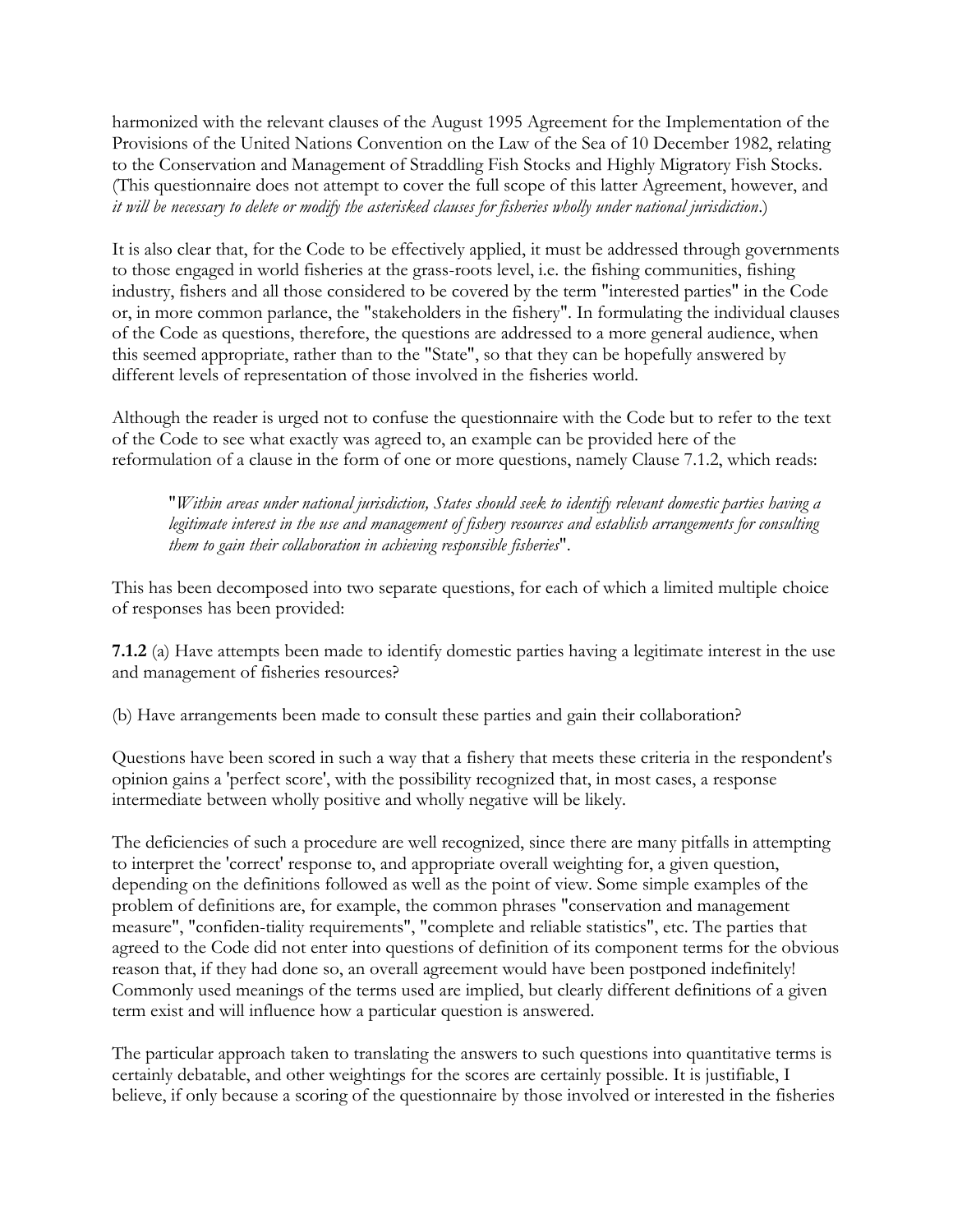harmonized with the relevant clauses of the August 1995 Agreement for the Implementation of the Provisions of the United Nations Convention on the Law of the Sea of 10 December 1982, relating to the Conservation and Management of Straddling Fish Stocks and Highly Migratory Fish Stocks. (This questionnaire does not attempt to cover the full scope of this latter Agreement, however, and *it will be necessary to delete or modify the asterisked clauses for fisheries wholly under national jurisdiction*.)

It is also clear that, for the Code to be effectively applied, it must be addressed through governments to those engaged in world fisheries at the grass-roots level, i.e. the fishing communities, fishing industry, fishers and all those considered to be covered by the term "interested parties" in the Code or, in more common parlance, the "stakeholders in the fishery". In formulating the individual clauses of the Code as questions, therefore, the questions are addressed to a more general audience, when this seemed appropriate, rather than to the "State", so that they can be hopefully answered by different levels of representation of those involved in the fisheries world.

Although the reader is urged not to confuse the questionnaire with the Code but to refer to the text of the Code to see what exactly was agreed to, an example can be provided here of the reformulation of a clause in the form of one or more questions, namely Clause 7.1.2, which reads:

> "*Within areas under national jurisdiction, States should seek to identify relevant domestic parties having a legitimate interest in the use and management of fishery resources and establish arrangements for consulting them to gain their collaboration in achieving responsible fisheries*".

This has been decomposed into two separate questions, for each of which a limited multiple choice of responses has been provided:

**7.1.2** (a) Have attempts been made to identify domestic parties having a legitimate interest in the use and management of fisheries resources?

(b) Have arrangements been made to consult these parties and gain their collaboration?

Questions have been scored in such a way that a fishery that meets these criteria in the respondent's opinion gains a 'perfect score', with the possibility recognized that, in most cases, a response intermediate between wholly positive and wholly negative will be likely.

The deficiencies of such a procedure are well recognized, since there are many pitfalls in attempting to interpret the 'correct' response to, and appropriate overall weighting for, a given question, depending on the definitions followed as well as the point of view. Some simple examples of the problem of definitions are, for example, the common phrases "conservation and management measure", "confiden-tiality requirements", "complete and reliable statistics", etc. The parties that agreed to the Code did not enter into questions of definition of its component terms for the obvious reason that, if they had done so, an overall agreement would have been postponed indefinitely! Commonly used meanings of the terms used are implied, but clearly different definitions of a given term exist and will influence how a particular question is answered.

The particular approach taken to translating the answers to such questions into quantitative terms is certainly debatable, and other weightings for the scores are certainly possible. It is justifiable, I believe, if only because a scoring of the questionnaire by those involved or interested in the fisheries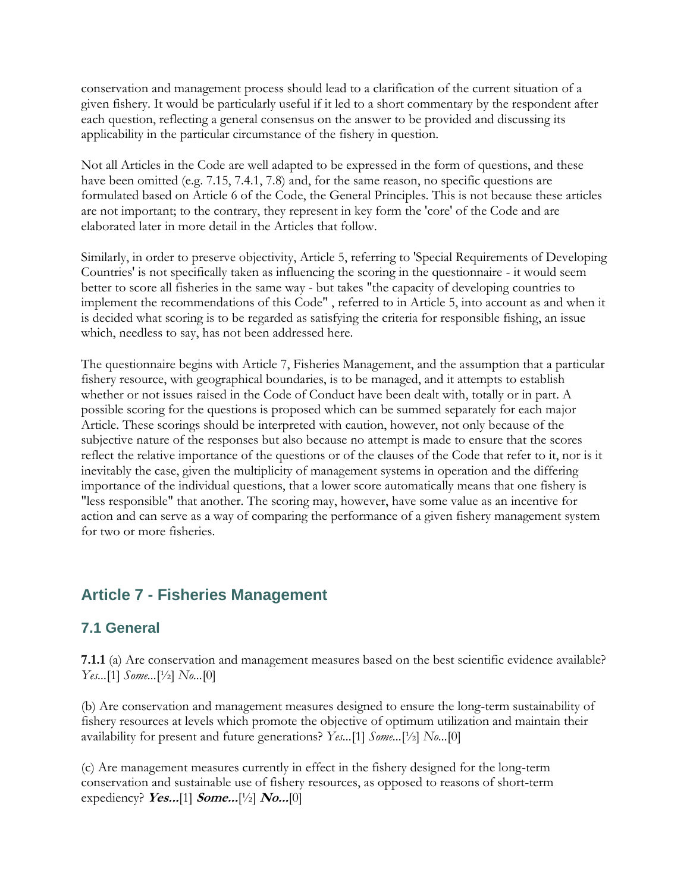conservation and management process should lead to a clarification of the current situation of a given fishery. It would be particularly useful if it led to a short commentary by the respondent after each question, reflecting a general consensus on the answer to be provided and discussing its applicability in the particular circumstance of the fishery in question.

Not all Articles in the Code are well adapted to be expressed in the form of questions, and these have been omitted (e.g. 7.15, 7.4.1, 7.8) and, for the same reason, no specific questions are formulated based on Article 6 of the Code, the General Principles. This is not because these articles are not important; to the contrary, they represent in key form the 'core' of the Code and are elaborated later in more detail in the Articles that follow.

Similarly, in order to preserve objectivity, Article 5, referring to 'Special Requirements of Developing Countries' is not specifically taken as influencing the scoring in the questionnaire - it would seem better to score all fisheries in the same way - but takes "the capacity of developing countries to implement the recommendations of this Code" , referred to in Article 5, into account as and when it is decided what scoring is to be regarded as satisfying the criteria for responsible fishing, an issue which, needless to say, has not been addressed here.

The questionnaire begins with Article 7, Fisheries Management, and the assumption that a particular fishery resource, with geographical boundaries, is to be managed, and it attempts to establish whether or not issues raised in the Code of Conduct have been dealt with, totally or in part. A possible scoring for the questions is proposed which can be summed separately for each major Article. These scorings should be interpreted with caution, however, not only because of the subjective nature of the responses but also because no attempt is made to ensure that the scores reflect the relative importance of the questions or of the clauses of the Code that refer to it, nor is it inevitably the case, given the multiplicity of management systems in operation and the differing importance of the individual questions, that a lower score automatically means that one fishery is "less responsible" that another. The scoring may, however, have some value as an incentive for action and can serve as a way of comparing the performance of a given fishery management system for two or more fisheries.

## Article 7 - Fisheries Management

### 7.1 General

**7.1.1** (a) Are conservation and management measures based on the best scientific evidence available? *Yes...*[1] *Some...*[½] *No...*[0]

(b) Are conservation and management measures designed to ensure the long-term sustainability of fishery resources at levels which promote the objective of optimum utilization and maintain their availability for present and future generations? *Yes...*[1] *Some...*[½] *No...*[0]

(c) Are management measures currently in effect in the fishery designed for the long-term conservation and sustainable use of fishery resources, as opposed to reasons of short-term expediency? ***Yes...***[1] ***Some...***[½] ***No...***[0]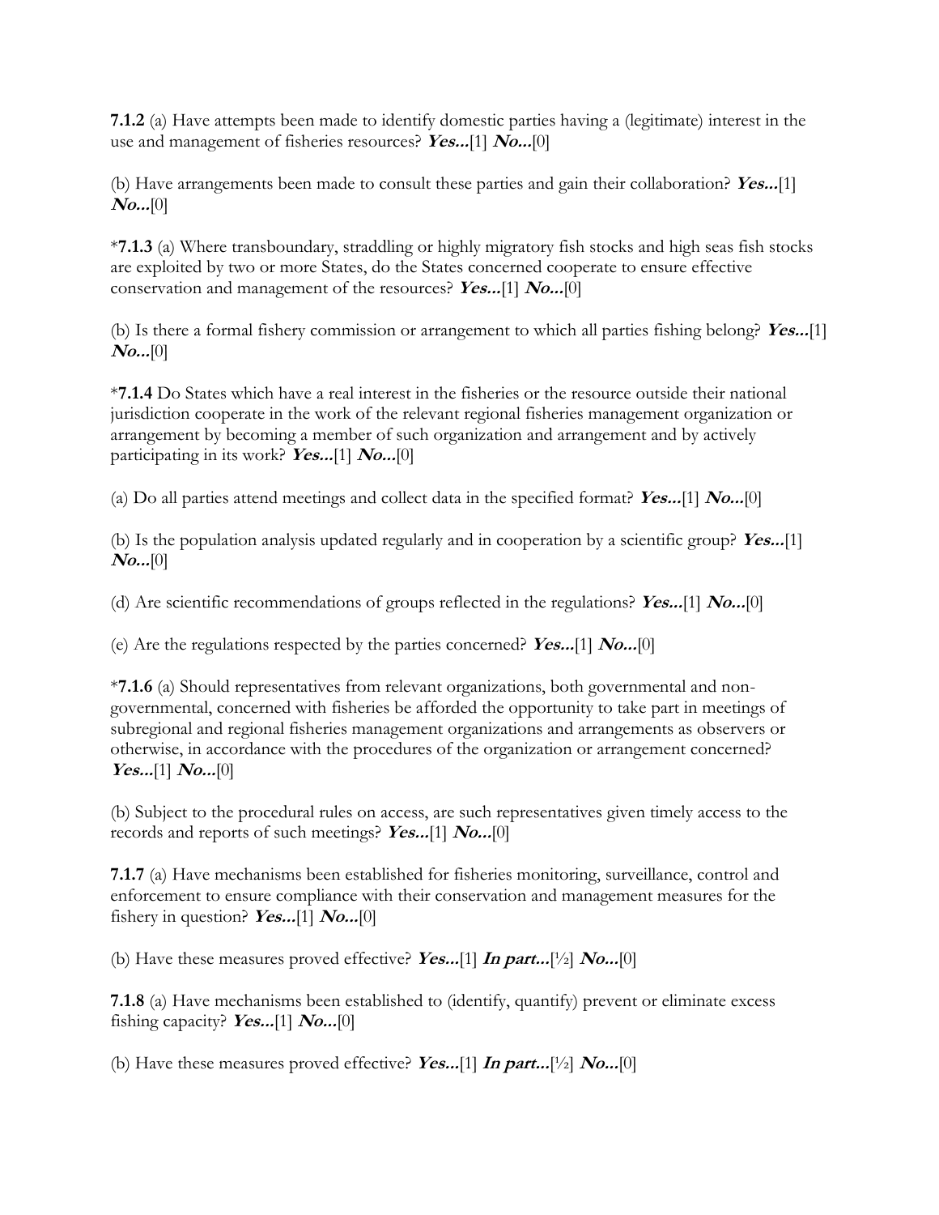**7.1.2** (a) Have attempts been made to identify domestic parties having a (legitimate) interest in the use and management of fisheries resources? ***Yes...***[1] ***No...***[0]

(b) Have arrangements been made to consult these parties and gain their collaboration? ***Yes...***[1] ***No...***[0]

***7.1.3** (a) Where transboundary, straddling or highly migratory fish stocks and high seas fish stocks are exploited by two or more States, do the States concerned cooperate to ensure effective conservation and management of the resources? ***Yes...***[1] ***No...***[0]

(b) Is there a formal fishery commission or arrangement to which all parties fishing belong? ***Yes...***[1] ***No...***[0]

***7.1.4** Do States which have a real interest in the fisheries or the resource outside their national jurisdiction cooperate in the work of the relevant regional fisheries management organization or arrangement by becoming a member of such organization and arrangement and by actively participating in its work? ***Yes...***[1] ***No...***[0]

(a) Do all parties attend meetings and collect data in the specified format? ***Yes...***[1] ***No...***[0]

(b) Is the population analysis updated regularly and in cooperation by a scientific group? ***Yes...***[1] ***No...***[0]

(d) Are scientific recommendations of groups reflected in the regulations? ***Yes...***[1] ***No...***[0]

(e) Are the regulations respected by the parties concerned? ***Yes...***[1] ***No...***[0]

***7.1.6** (a) Should representatives from relevant organizations, both governmental and non-governmental, concerned with fisheries be afforded the opportunity to take part in meetings of subregional and regional fisheries management organizations and arrangements as observers or otherwise, in accordance with the procedures of the organization or arrangement concerned? ***Yes...***[1] ***No...***[0]

(b) Subject to the procedural rules on access, are such representatives given timely access to the records and reports of such meetings? ***Yes...***[1] ***No...***[0]

**7.1.7** (a) Have mechanisms been established for fisheries monitoring, surveillance, control and enforcement to ensure compliance with their conservation and management measures for the fishery in question? ***Yes...***[1] ***No...***[0]

(b) Have these measures proved effective? ***Yes...***[1] ***In part...***[½] ***No...***[0]

**7.1.8** (a) Have mechanisms been established to (identify, quantify) prevent or eliminate excess fishing capacity? ***Yes...***[1] ***No...***[0]

(b) Have these measures proved effective? ***Yes...***[1] ***In part...***[½] ***No...***[0]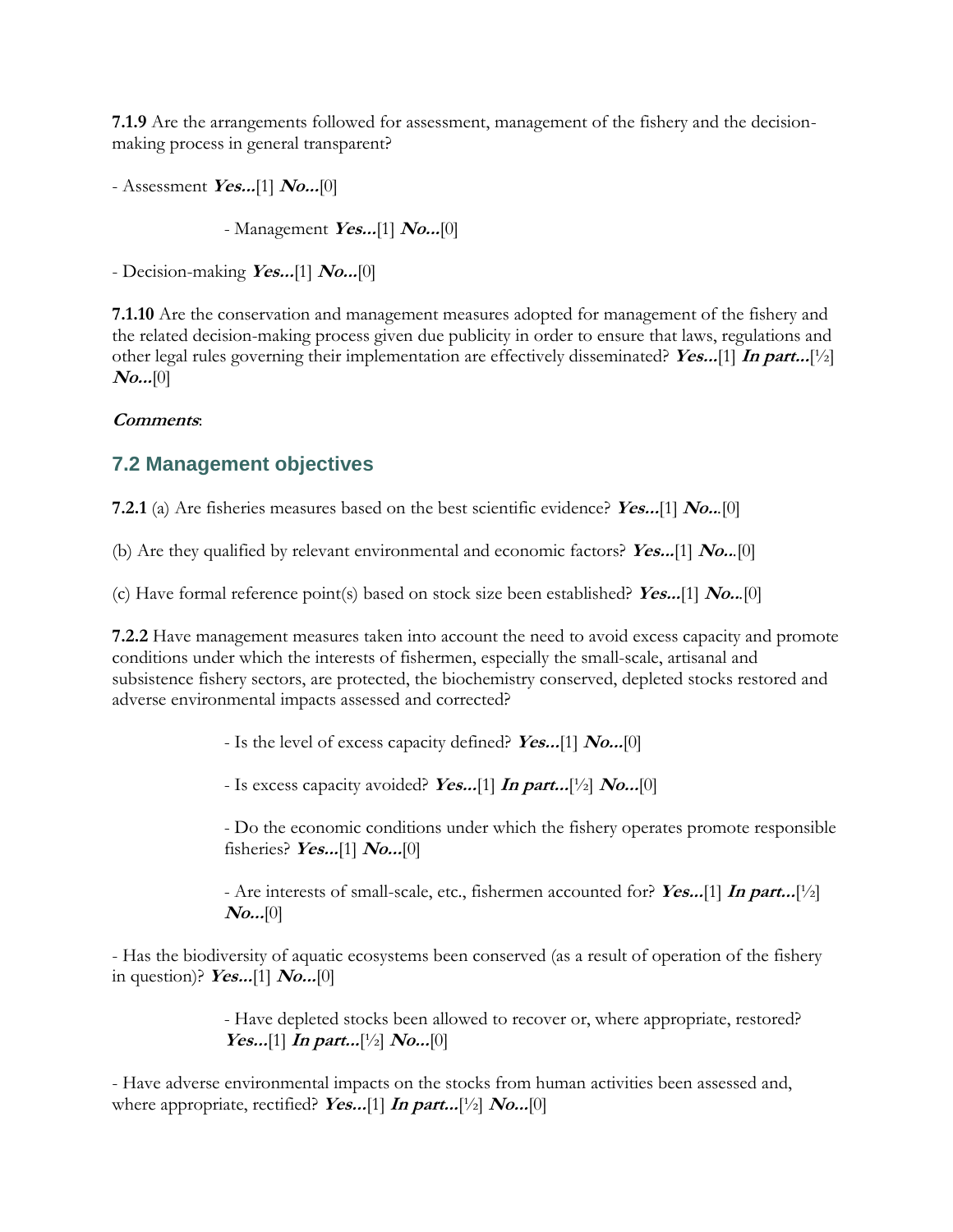**7.1.9** Are the arrangements followed for assessment, management of the fishery and the decision-making process in general transparent?

- Assessment ***Yes…***[1] ***No…***[0]

- Management ***Yes…***[1] ***No…***[0]

- Decision-making ***Yes…***[1] ***No…***[0]

**7.1.10** Are the conservation and management measures adopted for management of the fishery and the related decision-making process given due publicity in order to ensure that laws, regulations and other legal rules governing their implementation are effectively disseminated? ***Yes…***[1] ***In part…***[½] ***No…***[0]

***Comments***:

## 7.2 Management objectives

**7.2.1** (a) Are fisheries measures based on the best scientific evidence? ***Yes…***[1] ***No..***[0]

(b) Are they qualified by relevant environmental and economic factors? ***Yes…***[1] ***No..***[0]

(c) Have formal reference point(s) based on stock size been established? ***Yes…***[1] ***No..***[0]

**7.2.2** Have management measures taken into account the need to avoid excess capacity and promote conditions under which the interests of fishermen, especially the small-scale, artisanal and subsistence fishery sectors, are protected, the biochemistry conserved, depleted stocks restored and adverse environmental impacts assessed and corrected?

- Is the level of excess capacity defined? ***Yes…***[1] ***No…***[0]

- Is excess capacity avoided? ***Yes…***[1] ***In part…***[½] ***No…***[0]

- Do the economic conditions under which the fishery operates promote responsible fisheries? ***Yes…***[1] ***No…***[0]

- Are interests of small-scale, etc., fishermen accounted for? ***Yes…***[1] ***In part…***[½] ***No…***[0]

- Has the biodiversity of aquatic ecosystems been conserved (as a result of operation of the fishery in question)? ***Yes…***[1] ***No…***[0]

- Have depleted stocks been allowed to recover or, where appropriate, restored? ***Yes…***[1] ***In part…***[½] ***No…***[0]

- Have adverse environmental impacts on the stocks from human activities been assessed and, where appropriate, rectified? ***Yes…***[1] ***In part…***[½] ***No…***[0]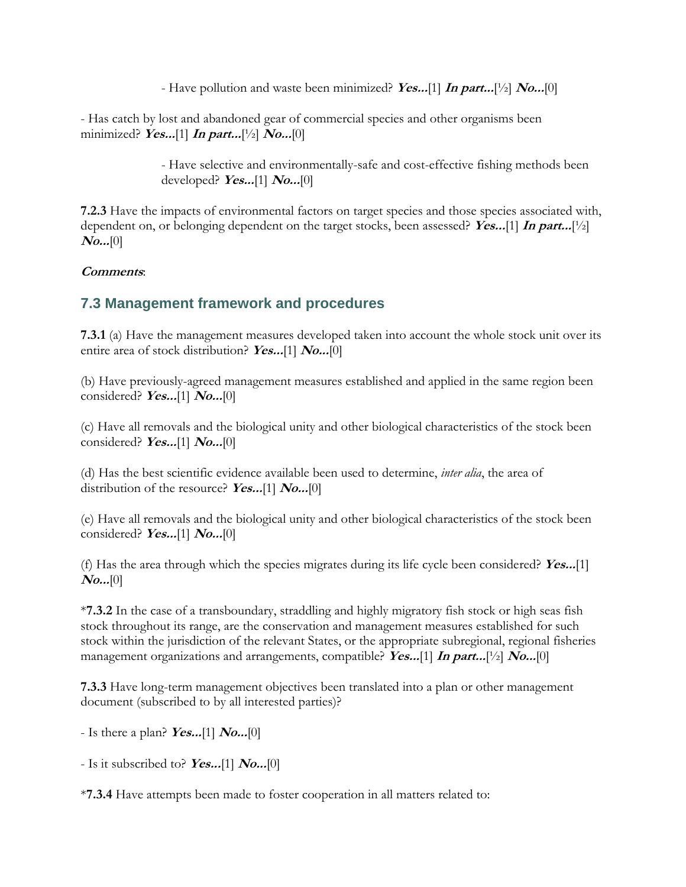- Have pollution and waste been minimized? ***Yes...***[1] ***In part...***[½] ***No...***[0]

- Has catch by lost and abandoned gear of commercial species and other organisms been minimized? ***Yes...***[1] ***In part...***[½] ***No...***[0]

- Have selective and environmentally-safe and cost-effective fishing methods been developed? ***Yes...***[1] ***No...***[0]

**7.2.3** Have the impacts of environmental factors on target species and those species associated with, dependent on, or belonging dependent on the target stocks, been assessed? ***Yes...***[1] ***In part...***[½] ***No...***[0]

***Comments***:

## 7.3 Management framework and procedures

**7.3.1** (a) Have the management measures developed taken into account the whole stock unit over its entire area of stock distribution? ***Yes...***[1] ***No...***[0]

(b) Have previously-agreed management measures established and applied in the same region been considered? ***Yes...***[1] ***No...***[0]

(c) Have all removals and the biological unity and other biological characteristics of the stock been considered? ***Yes...***[1] ***No...***[0]

(d) Has the best scientific evidence available been used to determine, *inter alia*, the area of distribution of the resource? ***Yes...***[1] ***No...***[0]

(e) Have all removals and the biological unity and other biological characteristics of the stock been considered? ***Yes...***[1] ***No...***[0]

(f) Has the area through which the species migrates during its life cycle been considered? ***Yes...***[1] ***No...***[0]

*__7.3.2__ In the case of a transboundary, straddling and highly migratory fish stock or high seas fish stock throughout its range, are the conservation and management measures established for such stock within the jurisdiction of the relevant States, or the appropriate subregional, regional fisheries management organizations and arrangements, compatible? ***Yes...***[1] ***In part...***[½] ***No...***[0]

**7.3.3** Have long-term management objectives been translated into a plan or other management document (subscribed to by all interested parties)?

- Is there a plan? ***Yes...***[1] ***No...***[0]

- Is it subscribed to? ***Yes...***[1] ***No...***[0]

*__7.3.4__ Have attempts been made to foster cooperation in all matters related to: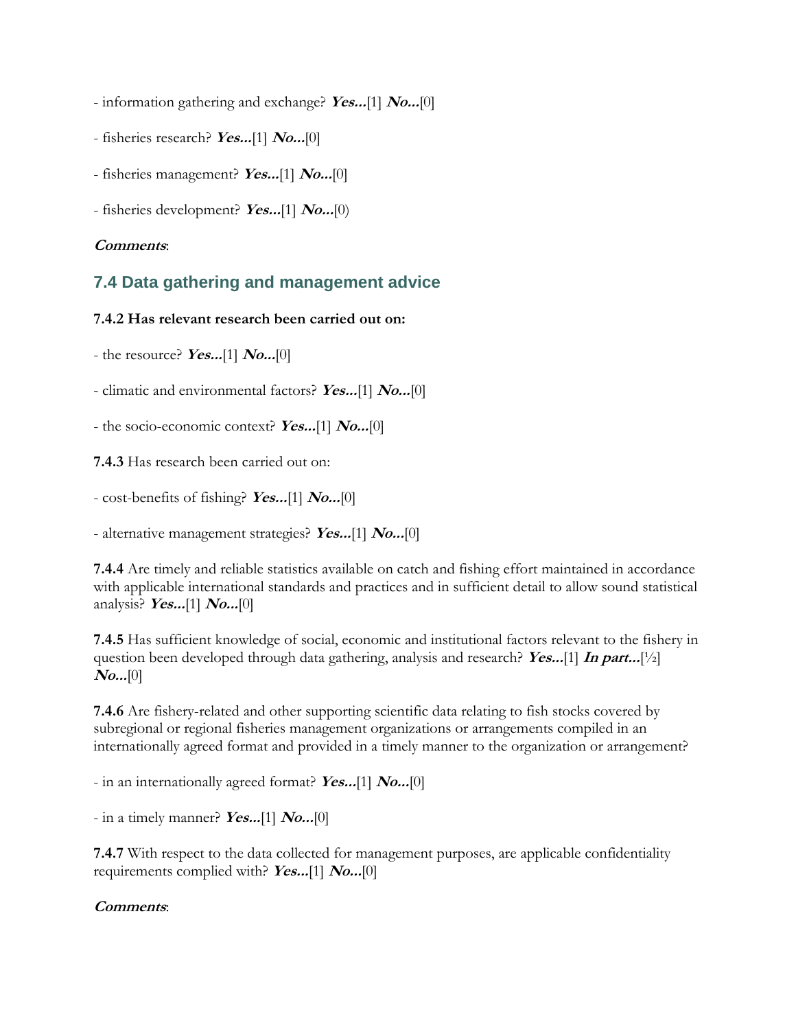- information gathering and exchange? ***Yes...***[1] ***No...***[0]

- fisheries research? ***Yes...***[1] ***No...***[0]

- fisheries management? ***Yes...***[1] ***No...***[0]

- fisheries development? ***Yes...***[1] ***No...***[0)

***Comments***:

## 7.4 Data gathering and management advice

**7.4.2 Has relevant research been carried out on:**

- the resource? ***Yes...***[1] ***No...***[0]

- climatic and environmental factors? ***Yes...***[1] ***No...***[0]

- the socio-economic context? ***Yes...***[1] ***No...***[0]

**7.4.3** Has research been carried out on:

- cost-benefits of fishing? ***Yes...***[1] ***No...***[0]

- alternative management strategies? ***Yes...***[1] ***No...***[0]

**7.4.4** Are timely and reliable statistics available on catch and fishing effort maintained in accordance with applicable international standards and practices and in sufficient detail to allow sound statistical analysis? ***Yes...***[1] ***No...***[0]

**7.4.5** Has sufficient knowledge of social, economic and institutional factors relevant to the fishery in question been developed through data gathering, analysis and research? ***Yes...***[1] ***In part...***[½] ***No...***[0]

**7.4.6** Are fishery-related and other supporting scientific data relating to fish stocks covered by subregional or regional fisheries management organizations or arrangements compiled in an internationally agreed format and provided in a timely manner to the organization or arrangement?

- in an internationally agreed format? ***Yes...***[1] ***No...***[0]

- in a timely manner? ***Yes...***[1] ***No...***[0]

**7.4.7** With respect to the data collected for management purposes, are applicable confidentiality requirements complied with? ***Yes...***[1] ***No...***[0]

***Comments***: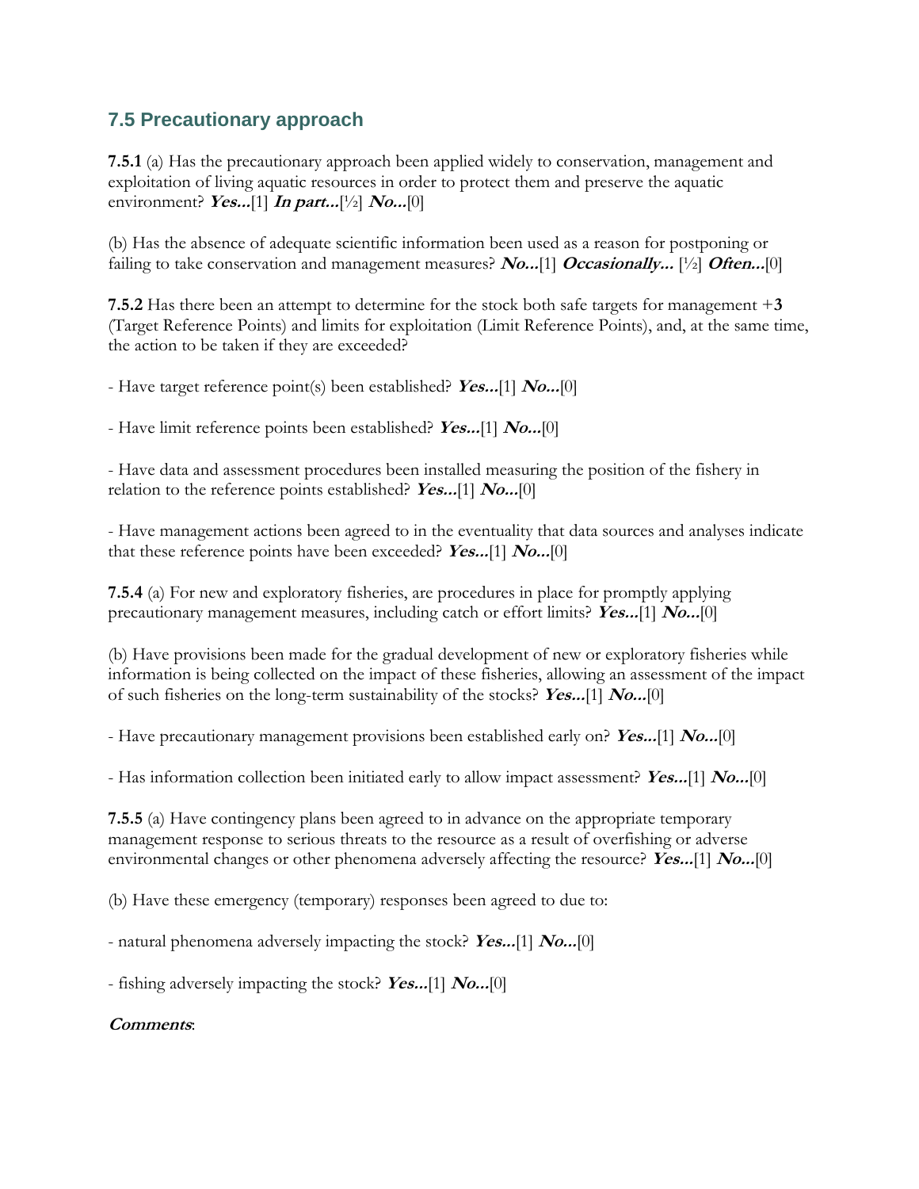## 7.5 Precautionary approach

**7.5.1** (a) Has the precautionary approach been applied widely to conservation, management and exploitation of living aquatic resources in order to protect them and preserve the aquatic environment? ***Yes...***[1] ***In part...***[½] ***No...***[0]

(b) Has the absence of adequate scientific information been used as a reason for postponing or failing to take conservation and management measures? ***No...***[1] ***Occasionally...*** [½] ***Often...***[0]

**7.5.2** Has there been an attempt to determine for the stock both safe targets for management +**3** (Target Reference Points) and limits for exploitation (Limit Reference Points), and, at the same time, the action to be taken if they are exceeded?

- Have target reference point(s) been established? ***Yes...***[1] ***No...***[0]

- Have limit reference points been established? ***Yes...***[1] ***No...***[0]

- Have data and assessment procedures been installed measuring the position of the fishery in relation to the reference points established? ***Yes...***[1] ***No...***[0]

- Have management actions been agreed to in the eventuality that data sources and analyses indicate that these reference points have been exceeded? ***Yes...***[1] ***No...***[0]

**7.5.4** (a) For new and exploratory fisheries, are procedures in place for promptly applying precautionary management measures, including catch or effort limits? ***Yes...***[1] ***No...***[0]

(b) Have provisions been made for the gradual development of new or exploratory fisheries while information is being collected on the impact of these fisheries, allowing an assessment of the impact of such fisheries on the long-term sustainability of the stocks? ***Yes...***[1] ***No...***[0]

- Have precautionary management provisions been established early on? ***Yes...***[1] ***No...***[0]

- Has information collection been initiated early to allow impact assessment? ***Yes...***[1] ***No...***[0]

**7.5.5** (a) Have contingency plans been agreed to in advance on the appropriate temporary management response to serious threats to the resource as a result of overfishing or adverse environmental changes or other phenomena adversely affecting the resource? ***Yes...***[1] ***No...***[0]

(b) Have these emergency (temporary) responses been agreed to due to:

- natural phenomena adversely impacting the stock? ***Yes...***[1] ***No...***[0]

- fishing adversely impacting the stock? ***Yes...***[1] ***No...***[0]

***Comments***: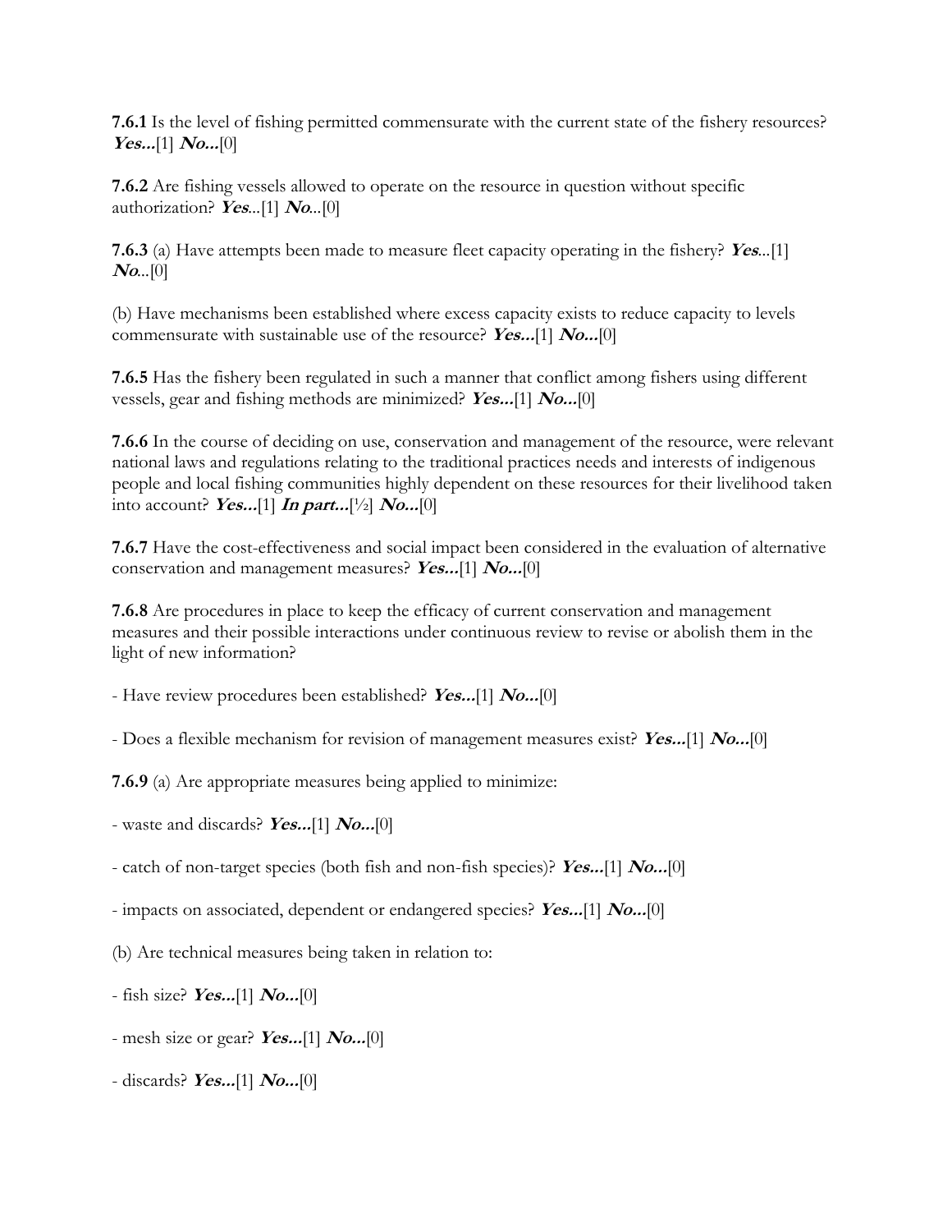**7.6.1** Is the level of fishing permitted commensurate with the current state of the fishery resources? ***Yes...***[1] ***No...***[0]

**7.6.2** Are fishing vessels allowed to operate on the resource in question without specific authorization? ***Yes***...[1] ***No***...[0]

**7.6.3** (a) Have attempts been made to measure fleet capacity operating in the fishery? ***Yes***...[1] ***No***...[0]

(b) Have mechanisms been established where excess capacity exists to reduce capacity to levels commensurate with sustainable use of the resource? ***Yes...***[1] ***No...***[0]

**7.6.5** Has the fishery been regulated in such a manner that conflict among fishers using different vessels, gear and fishing methods are minimized? ***Yes...***[1] ***No...***[0]

**7.6.6** In the course of deciding on use, conservation and management of the resource, were relevant national laws and regulations relating to the traditional practices needs and interests of indigenous people and local fishing communities highly dependent on these resources for their livelihood taken into account? ***Yes...***[1] ***In part...***[½] ***No...***[0]

**7.6.7** Have the cost-effectiveness and social impact been considered in the evaluation of alternative conservation and management measures? ***Yes...***[1] ***No...***[0]

**7.6.8** Are procedures in place to keep the efficacy of current conservation and management measures and their possible interactions under continuous review to revise or abolish them in the light of new information?

- Have review procedures been established? ***Yes...***[1] ***No...***[0]

- Does a flexible mechanism for revision of management measures exist? ***Yes...***[1] ***No...***[0]

**7.6.9** (a) Are appropriate measures being applied to minimize:

- waste and discards? ***Yes...***[1] ***No...***[0]

- catch of non-target species (both fish and non-fish species)? ***Yes...***[1] ***No...***[0]

- impacts on associated, dependent or endangered species? ***Yes...***[1] ***No...***[0]

(b) Are technical measures being taken in relation to:

- fish size? ***Yes...***[1] ***No...***[0]

- mesh size or gear? ***Yes...***[1] ***No...***[0]

- discards? ***Yes...***[1] ***No...***[0]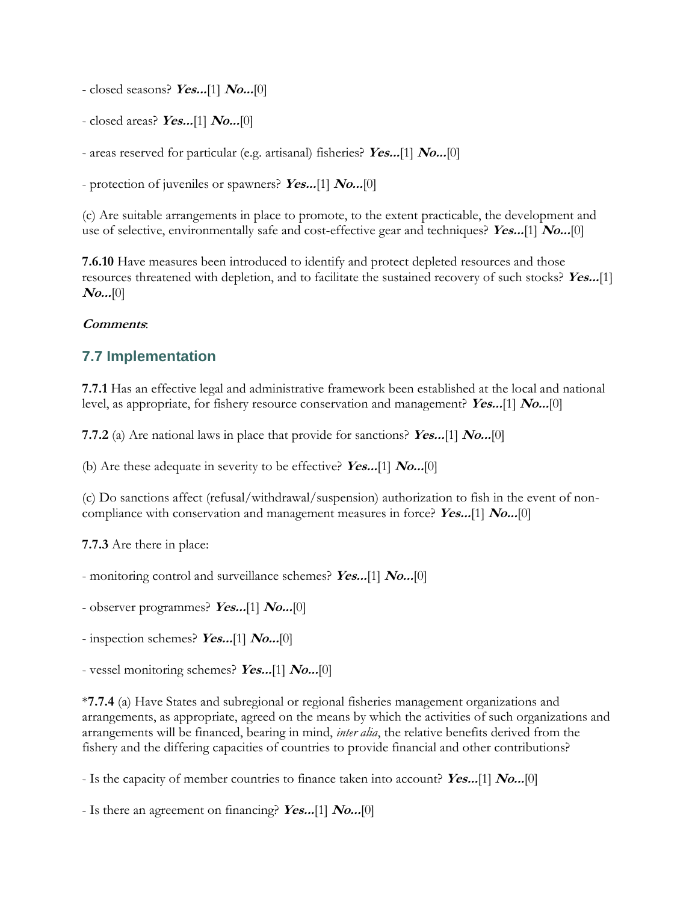- closed seasons? ***Yes...***[1] ***No...***[0]

- closed areas? ***Yes...***[1] ***No...***[0]

- areas reserved for particular (e.g. artisanal) fisheries? ***Yes...***[1] ***No...***[0]

- protection of juveniles or spawners? ***Yes...***[1] ***No...***[0]

(c) Are suitable arrangements in place to promote, to the extent practicable, the development and use of selective, environmentally safe and cost-effective gear and techniques? ***Yes...***[1] ***No...***[0]

**7.6.10** Have measures been introduced to identify and protect depleted resources and those resources threatened with depletion, and to facilitate the sustained recovery of such stocks? ***Yes...***[1] ***No...***[0]

***Comments***:

## 7.7 Implementation

**7.7.1** Has an effective legal and administrative framework been established at the local and national level, as appropriate, for fishery resource conservation and management? ***Yes...***[1] ***No...***[0]

**7.7.2** (a) Are national laws in place that provide for sanctions? ***Yes...***[1] ***No...***[0]

(b) Are these adequate in severity to be effective? ***Yes...***[1] ***No...***[0]

(c) Do sanctions affect (refusal/withdrawal/suspension) authorization to fish in the event of non-compliance with conservation and management measures in force? ***Yes...***[1] ***No...***[0]

**7.7.3** Are there in place:

- monitoring control and surveillance schemes? ***Yes...***[1] ***No...***[0]

- observer programmes? ***Yes...***[1] ***No...***[0]

- inspection schemes? ***Yes...***[1] ***No...***[0]

- vessel monitoring schemes? ***Yes...***[1] ***No...***[0]

\***7.7.4** (a) Have States and subregional or regional fisheries management organizations and arrangements, as appropriate, agreed on the means by which the activities of such organizations and arrangements will be financed, bearing in mind, *inter alia*, the relative benefits derived from the fishery and the differing capacities of countries to provide financial and other contributions?

- Is the capacity of member countries to finance taken into account? ***Yes...***[1] ***No...***[0]

- Is there an agreement on financing? ***Yes...***[1] ***No...***[0]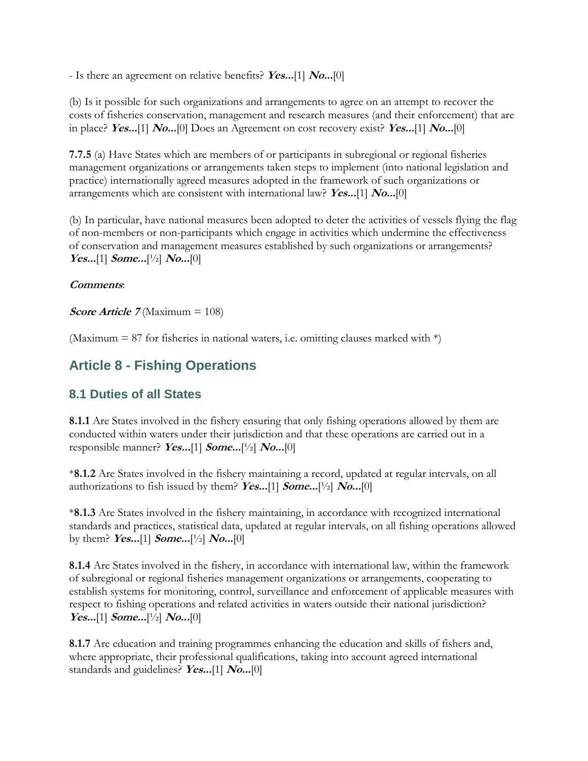- Is there an agreement on relative benefits? ***Yes...***[1] ***No...***[0]

(b) Is it possible for such organizations and arrangements to agree on an attempt to recover the costs of fisheries conservation, management and research measures (and their enforcement) that are in place? ***Yes...***[1] ***No...***[0] Does an Agreement on cost recovery exist? ***Yes...***[1] ***No...***[0]

**7.7.5** (a) Have States which are members of or participants in subregional or regional fisheries management organizations or arrangements taken steps to implement (into national legislation and practice) internationally agreed measures adopted in the framework of such organizations or arrangements which are consistent with international law? ***Yes...***[1] ***No...***[0]

(b) In particular, have national measures been adopted to deter the activities of vessels flying the flag of non-members or non-participants which engage in activities which undermine the effectiveness of conservation and management measures established by such organizations or arrangements? ***Yes...***[1] ***Some...***[½] ***No...***[0]

***Comments***:

***Score Article 7*** (Maximum = 108)

(Maximum = 87 for fisheries in national waters, i.e. omitting clauses marked with *)

## Article 8 - Fishing Operations

### 8.1 Duties of all States

**8.1.1** Are States involved in the fishery ensuring that only fishing operations allowed by them are conducted within waters under their jurisdiction and that these operations are carried out in a responsible manner? ***Yes...***[1] ***Some...***[½] ***No...***[0]

***8.1.2** Are States involved in the fishery maintaining a record, updated at regular intervals, on all authorizations to fish issued by them? ***Yes...***[1] ***Some...***[½] ***No...***[0]

***8.1.3** Are States involved in the fishery maintaining, in accordance with recognized international standards and practices, statistical data, updated at regular intervals, on all fishing operations allowed by them? ***Yes...***[1] ***Some...***[½] ***No...***[0]

**8.1.4** Are States involved in the fishery, in accordance with international law, within the framework of subregional or regional fisheries management organizations or arrangements, cooperating to establish systems for monitoring, control, surveillance and enforcement of applicable measures with respect to fishing operations and related activities in waters outside their national jurisdiction? ***Yes...***[1] ***Some...***[½] ***No...***[0]

**8.1.7** Are education and training programmes enhancing the education and skills of fishers and, where appropriate, their professional qualifications, taking into account agreed international standards and guidelines? ***Yes...***[1] ***No...***[0]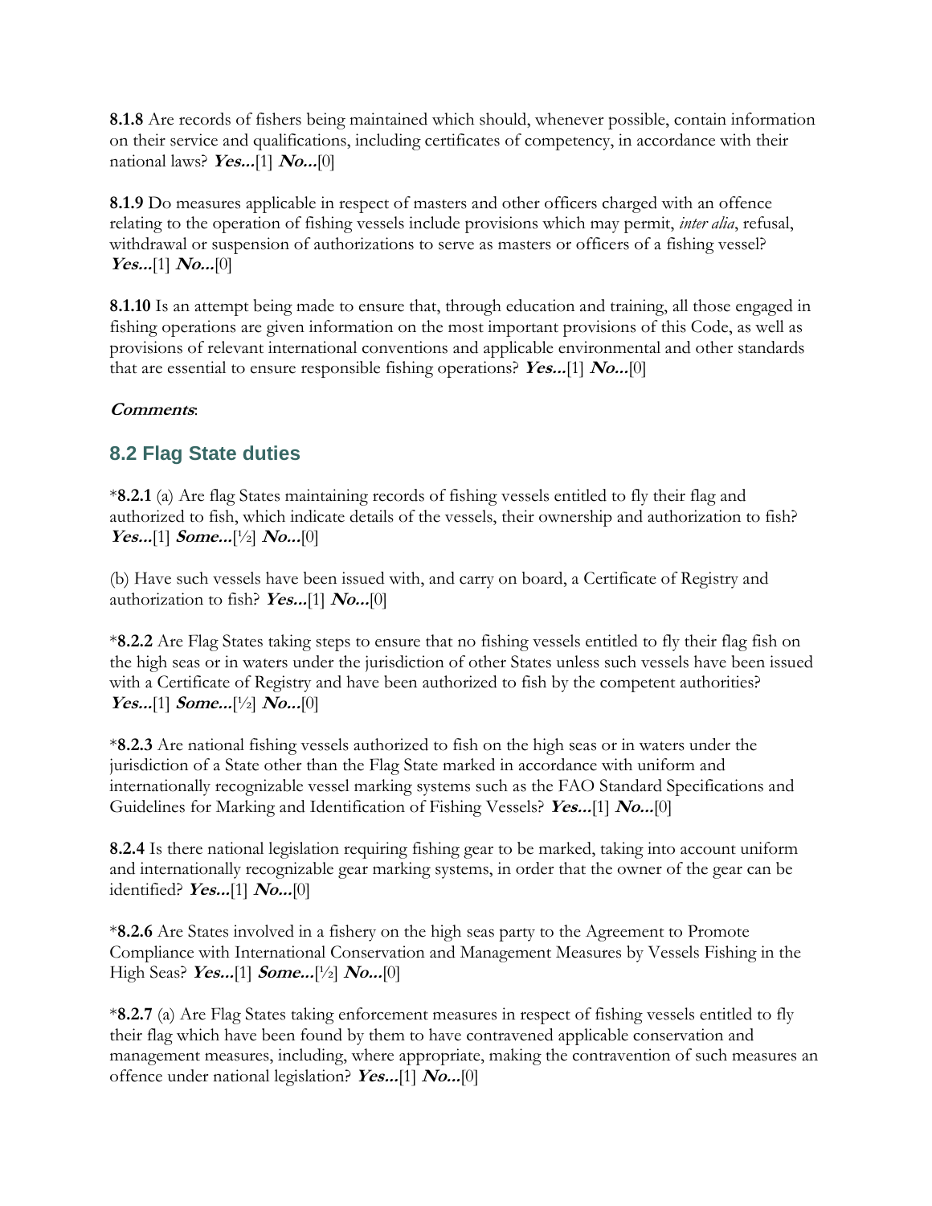**8.1.8** Are records of fishers being maintained which should, whenever possible, contain information on their service and qualifications, including certificates of competency, in accordance with their national laws? ***Yes...***[1] ***No...***[0]

**8.1.9** Do measures applicable in respect of masters and other officers charged with an offence relating to the operation of fishing vessels include provisions which may permit, *inter alia*, refusal, withdrawal or suspension of authorizations to serve as masters or officers of a fishing vessel? ***Yes...***[1] ***No...***[0]

**8.1.10** Is an attempt being made to ensure that, through education and training, all those engaged in fishing operations are given information on the most important provisions of this Code, as well as provisions of relevant international conventions and applicable environmental and other standards that are essential to ensure responsible fishing operations? ***Yes...***[1] ***No...***[0]

***Comments***:

## 8.2 Flag State duties

*​**8.2.1** (a) Are flag States maintaining records of fishing vessels entitled to fly their flag and authorized to fish, which indicate details of the vessels, their ownership and authorization to fish? ***Yes...***[1] ***Some...***[½] ***No...***[0]

(b) Have such vessels have been issued with, and carry on board, a Certificate of Registry and authorization to fish? ***Yes...***[1] ***No...***[0]

*​**8.2.2** Are Flag States taking steps to ensure that no fishing vessels entitled to fly their flag fish on the high seas or in waters under the jurisdiction of other States unless such vessels have been issued with a Certificate of Registry and have been authorized to fish by the competent authorities? ***Yes...***[1] ***Some...***[½] ***No...***[0]

*​**8.2.3** Are national fishing vessels authorized to fish on the high seas or in waters under the jurisdiction of a State other than the Flag State marked in accordance with uniform and internationally recognizable vessel marking systems such as the FAO Standard Specifications and Guidelines for Marking and Identification of Fishing Vessels? ***Yes...***[1] ***No...***[0]

**8.2.4** Is there national legislation requiring fishing gear to be marked, taking into account uniform and internationally recognizable gear marking systems, in order that the owner of the gear can be identified? ***Yes...***[1] ***No...***[0]

*​**8.2.6** Are States involved in a fishery on the high seas party to the Agreement to Promote Compliance with International Conservation and Management Measures by Vessels Fishing in the High Seas? ***Yes...***[1] ***Some...***[½] ***No...***[0]

*​**8.2.7** (a) Are Flag States taking enforcement measures in respect of fishing vessels entitled to fly their flag which have been found by them to have contravened applicable conservation and management measures, including, where appropriate, making the contravention of such measures an offence under national legislation? ***Yes...***[1] ***No...***[0]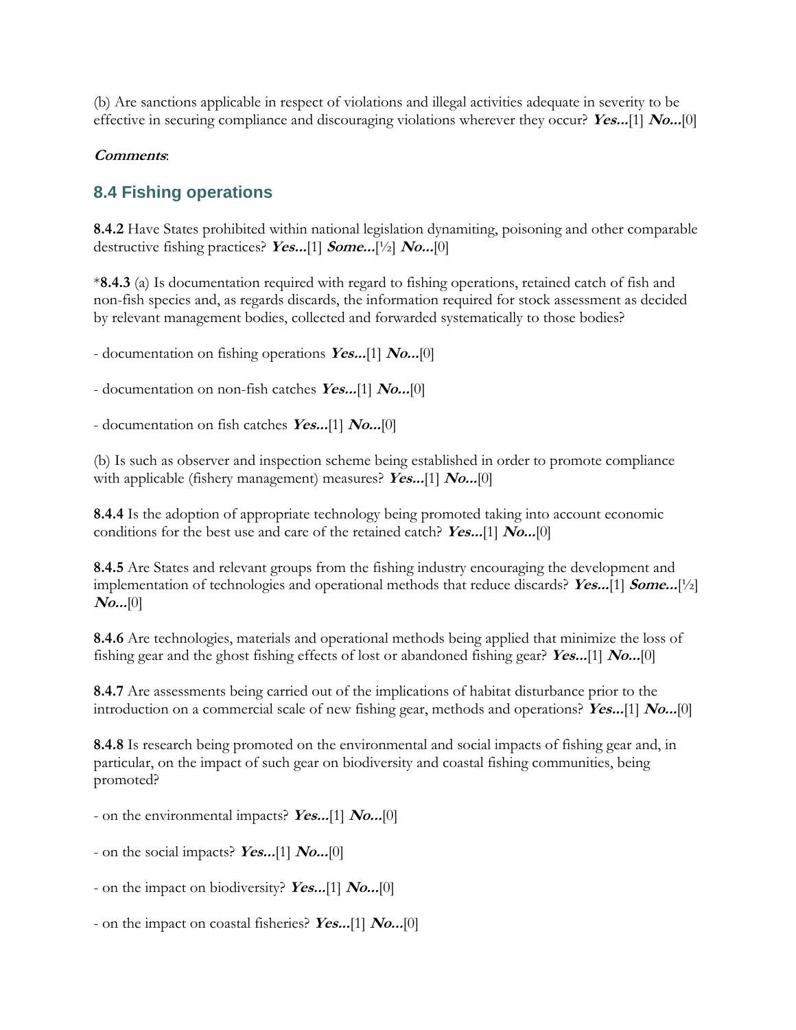(b) Are sanctions applicable in respect of violations and illegal activities adequate in severity to be effective in securing compliance and discouraging violations wherever they occur? ***Yes...***[1] ***No...***[0]

***Comments***:

## 8.4 Fishing operations

**8.4.2** Have States prohibited within national legislation dynamiting, poisoning and other comparable destructive fishing practices? ***Yes...***[1] ***Some...***[½] ***No...***[0]

*__8.4.3__ (a) Is documentation required with regard to fishing operations, retained catch of fish and non-fish species and, as regards discards, the information required for stock assessment as decided by relevant management bodies, collected and forwarded systematically to those bodies?

- documentation on fishing operations ***Yes...***[1] ***No...***[0]

- documentation on non-fish catches ***Yes...***[1] ***No...***[0]

- documentation on fish catches ***Yes...***[1] ***No...***[0]

(b) Is such as observer and inspection scheme being established in order to promote compliance with applicable (fishery management) measures? ***Yes...***[1] ***No...***[0]

**8.4.4** Is the adoption of appropriate technology being promoted taking into account economic conditions for the best use and care of the retained catch? ***Yes...***[1] ***No...***[0]

**8.4.5** Are States and relevant groups from the fishing industry encouraging the development and implementation of technologies and operational methods that reduce discards? ***Yes...***[1] ***Some...***[½] ***No...***[0]

**8.4.6** Are technologies, materials and operational methods being applied that minimize the loss of fishing gear and the ghost fishing effects of lost or abandoned fishing gear? ***Yes...***[1] ***No...***[0]

**8.4.7** Are assessments being carried out of the implications of habitat disturbance prior to the introduction on a commercial scale of new fishing gear, methods and operations? ***Yes...***[1] ***No...***[0]

**8.4.8** Is research being promoted on the environmental and social impacts of fishing gear and, in particular, on the impact of such gear on biodiversity and coastal fishing communities, being promoted?

- on the environmental impacts? ***Yes...***[1] ***No...***[0]

- on the social impacts? ***Yes...***[1] ***No...***[0]

- on the impact on biodiversity? ***Yes...***[1] ***No...***[0]

- on the impact on coastal fisheries? ***Yes...***[1] ***No...***[0]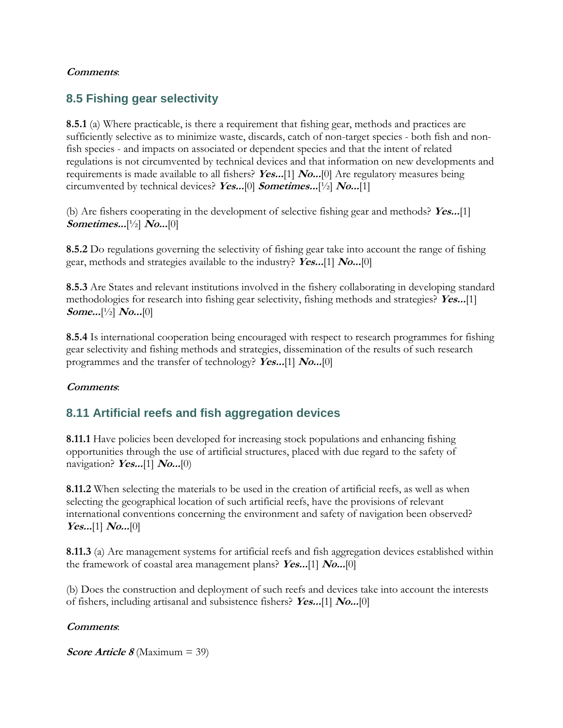***Comments***:

## 8.5 Fishing gear selectivity

**8.5.1** (a) Where practicable, is there a requirement that fishing gear, methods and practices are sufficiently selective as to minimize waste, discards, catch of non-target species - both fish and non-fish species - and impacts on associated or dependent species and that the intent of related regulations is not circumvented by technical devices and that information on new developments and requirements is made available to all fishers? ***Yes...***[1] ***No...***[0] Are regulatory measures being circumvented by technical devices? ***Yes...***[0] ***Sometimes...***[½] ***No...***[1]

(b) Are fishers cooperating in the development of selective fishing gear and methods? ***Yes...***[1] ***Sometimes...***[½] ***No...***[0]

**8.5.2** Do regulations governing the selectivity of fishing gear take into account the range of fishing gear, methods and strategies available to the industry? ***Yes...***[1] ***No...***[0]

**8.5.3** Are States and relevant institutions involved in the fishery collaborating in developing standard methodologies for research into fishing gear selectivity, fishing methods and strategies? ***Yes...***[1] ***Some...***[½] ***No...***[0]

**8.5.4** Is international cooperation being encouraged with respect to research programmes for fishing gear selectivity and fishing methods and strategies, dissemination of the results of such research programmes and the transfer of technology? ***Yes...***[1] ***No...***[0]

***Comments***:

## 8.11 Artificial reefs and fish aggregation devices

**8.11.1** Have policies been developed for increasing stock populations and enhancing fishing opportunities through the use of artificial structures, placed with due regard to the safety of navigation? ***Yes...***[1] ***No...***[0)

**8.11.2** When selecting the materials to be used in the creation of artificial reefs, as well as when selecting the geographical location of such artificial reefs, have the provisions of relevant international conventions concerning the environment and safety of navigation been observed? ***Yes...***[1] ***No...***[0]

**8.11.3** (a) Are management systems for artificial reefs and fish aggregation devices established within the framework of coastal area management plans? ***Yes...***[1] ***No...***[0]

(b) Does the construction and deployment of such reefs and devices take into account the interests of fishers, including artisanal and subsistence fishers? ***Yes...***[1] ***No...***[0]

***Comments***:

***Score Article 8*** (Maximum = 39)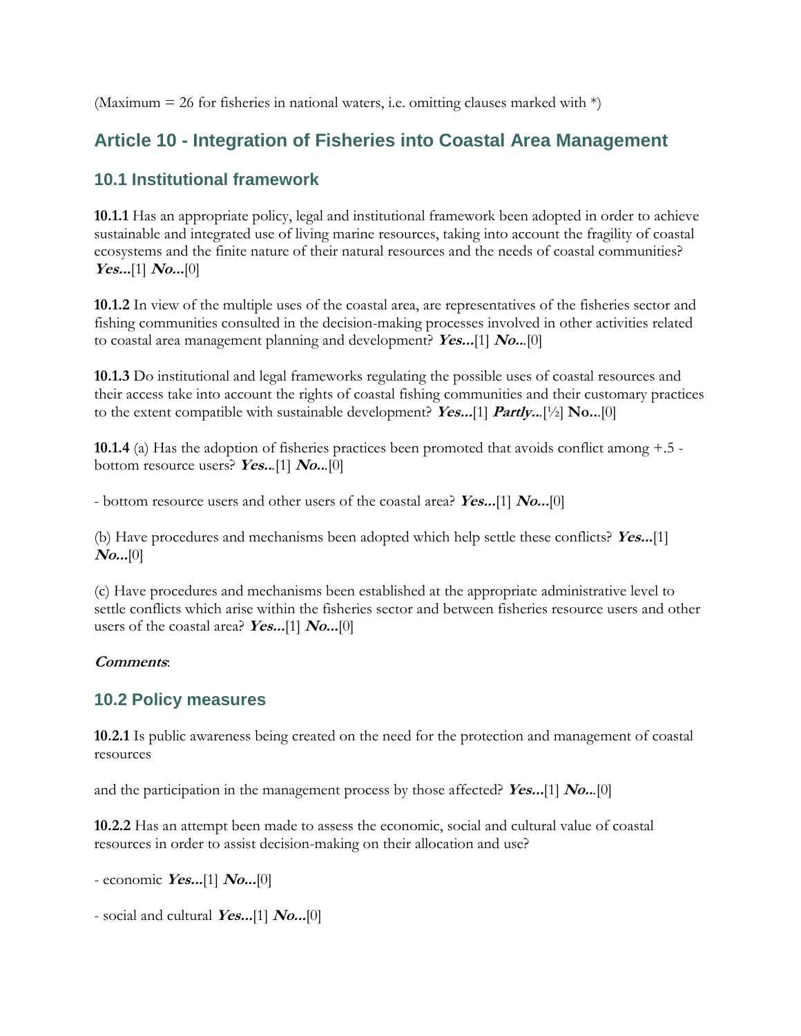(Maximum = 26 for fisheries in national waters, i.e. omitting clauses marked with *)

## Article 10 - Integration of Fisheries into Coastal Area Management

### 10.1 Institutional framework

**10.1.1** Has an appropriate policy, legal and institutional framework been adopted in order to achieve sustainable and integrated use of living marine resources, taking into account the fragility of coastal ecosystems and the finite nature of their natural resources and the needs of coastal communities? ***Yes...***[1] ***No...***[0]

**10.1.2** In view of the multiple uses of the coastal area, are representatives of the fisheries sector and fishing communities consulted in the decision-making processes involved in other activities related to coastal area management planning and development? ***Yes...***[1] ***No...***[0]

**10.1.3** Do institutional and legal frameworks regulating the possible uses of coastal resources and their access take into account the rights of coastal fishing communities and their customary practices to the extent compatible with sustainable development? ***Yes...***[1] ***Partly...***[½] **No...**[0]

**10.1.4** (a) Has the adoption of fisheries practices been promoted that avoids conflict among +.5 - bottom resource users? ***Yes...***[1] ***No...***[0]

- bottom resource users and other users of the coastal area? ***Yes...***[1] ***No...***[0]

(b) Have procedures and mechanisms been adopted which help settle these conflicts? ***Yes...***[1] ***No...***[0]

(c) Have procedures and mechanisms been established at the appropriate administrative level to settle conflicts which arise within the fisheries sector and between fisheries resource users and other users of the coastal area? ***Yes...***[1] ***No...***[0]

***Comments***:

### 10.2 Policy measures

**10.2.1** Is public awareness being created on the need for the protection and management of coastal resources

and the participation in the management process by those affected? ***Yes...***[1] ***No...***[0]

**10.2.2** Has an attempt been made to assess the economic, social and cultural value of coastal resources in order to assist decision-making on their allocation and use?

- economic ***Yes...***[1] ***No...***[0]

- social and cultural ***Yes...***[1] ***No...***[0]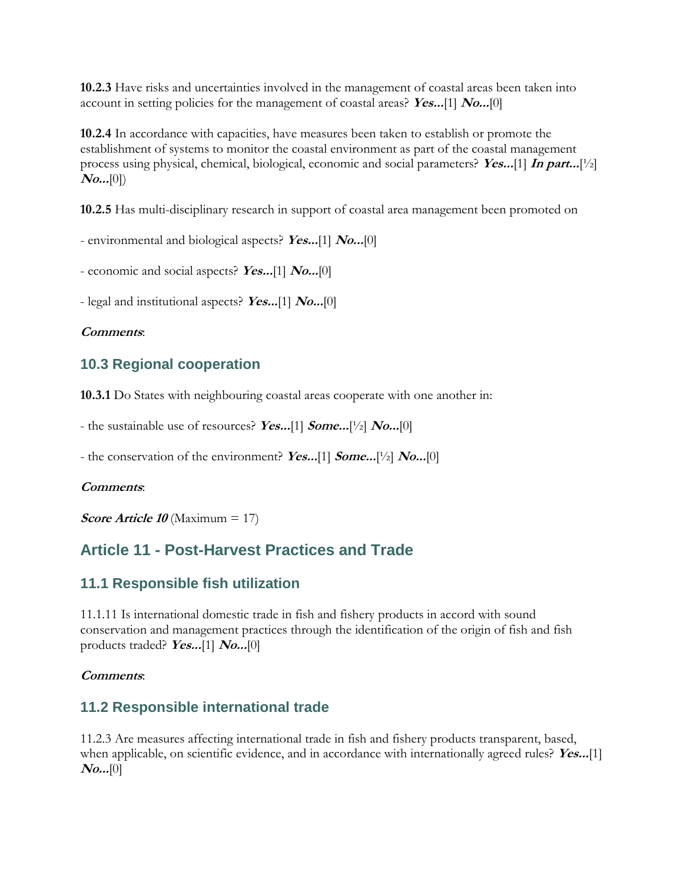**10.2.3** Have risks and uncertainties involved in the management of coastal areas been taken into account in setting policies for the management of coastal areas? ***Yes...***[1] ***No...***[0]

**10.2.4** In accordance with capacities, have measures been taken to establish or promote the establishment of systems to monitor the coastal environment as part of the coastal management process using physical, chemical, biological, economic and social parameters? ***Yes...***[1] ***In part...***[½] ***No...***[0])

**10.2.5** Has multi-disciplinary research in support of coastal area management been promoted on

- environmental and biological aspects? ***Yes...***[1] ***No...***[0]

- economic and social aspects? ***Yes...***[1] ***No...***[0]

- legal and institutional aspects? ***Yes...***[1] ***No...***[0]

***Comments***:

### 10.3 Regional cooperation

**10.3.1** Do States with neighbouring coastal areas cooperate with one another in:

- the sustainable use of resources? ***Yes...***[1] ***Some...***[½] ***No...***[0]

- the conservation of the environment? ***Yes...***[1] ***Some...***[½] ***No...***[0]

***Comments***:

***Score Article 10*** (Maximum = 17)

## Article 11 - Post-Harvest Practices and Trade

### 11.1 Responsible fish utilization

11.1.11 Is international domestic trade in fish and fishery products in accord with sound conservation and management practices through the identification of the origin of fish and fish products traded? ***Yes...***[1] ***No...***[0]

***Comments***:

### 11.2 Responsible international trade

11.2.3 Are measures affecting international trade in fish and fishery products transparent, based, when applicable, on scientific evidence, and in accordance with internationally agreed rules? ***Yes...***[1] ***No...***[0]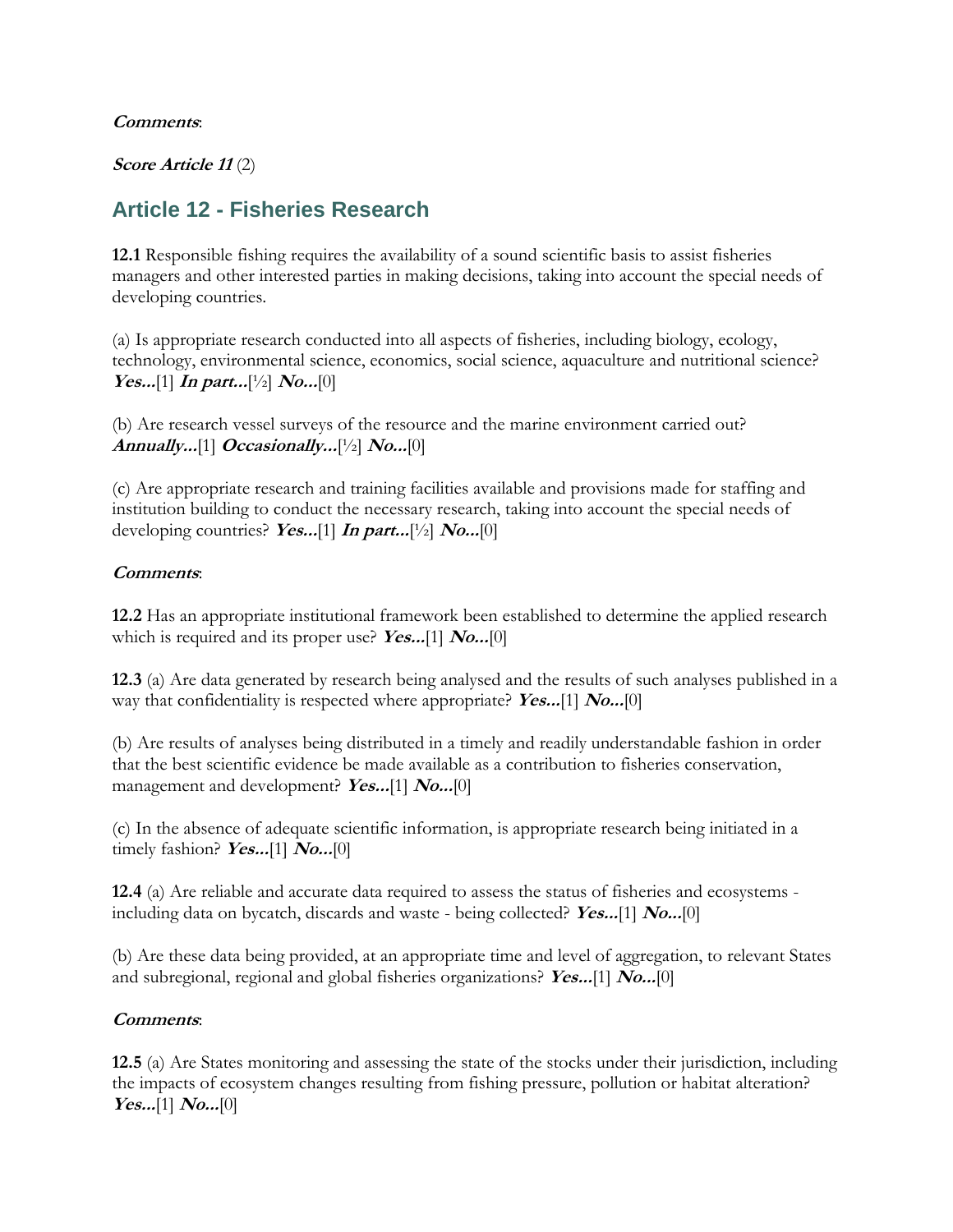***Comments***:

***Score Article 11*** (2)

## Article 12 - Fisheries Research

**12.1** Responsible fishing requires the availability of a sound scientific basis to assist fisheries managers and other interested parties in making decisions, taking into account the special needs of developing countries.

(a) Is appropriate research conducted into all aspects of fisheries, including biology, ecology, technology, environmental science, economics, social science, aquaculture and nutritional science? ***Yes...***[1] ***In part...***[½] ***No...***[0]

(b) Are research vessel surveys of the resource and the marine environment carried out? ***Annually...***[1] ***Occasionally...***[½] ***No...***[0]

(c) Are appropriate research and training facilities available and provisions made for staffing and institution building to conduct the necessary research, taking into account the special needs of developing countries? ***Yes...***[1] ***In part...***[½] ***No...***[0]

***Comments***:

**12.2** Has an appropriate institutional framework been established to determine the applied research which is required and its proper use? ***Yes...***[1] ***No...***[0]

**12.3** (a) Are data generated by research being analysed and the results of such analyses published in a way that confidentiality is respected where appropriate? ***Yes...***[1] ***No...***[0]

(b) Are results of analyses being distributed in a timely and readily understandable fashion in order that the best scientific evidence be made available as a contribution to fisheries conservation, management and development? ***Yes...***[1] ***No...***[0]

(c) In the absence of adequate scientific information, is appropriate research being initiated in a timely fashion? ***Yes...***[1] ***No...***[0]

**12.4** (a) Are reliable and accurate data required to assess the status of fisheries and ecosystems - including data on bycatch, discards and waste - being collected? ***Yes...***[1] ***No...***[0]

(b) Are these data being provided, at an appropriate time and level of aggregation, to relevant States and subregional, regional and global fisheries organizations? ***Yes...***[1] ***No...***[0]

***Comments***:

**12.5** (a) Are States monitoring and assessing the state of the stocks under their jurisdiction, including the impacts of ecosystem changes resulting from fishing pressure, pollution or habitat alteration? ***Yes...***[1] ***No...***[0]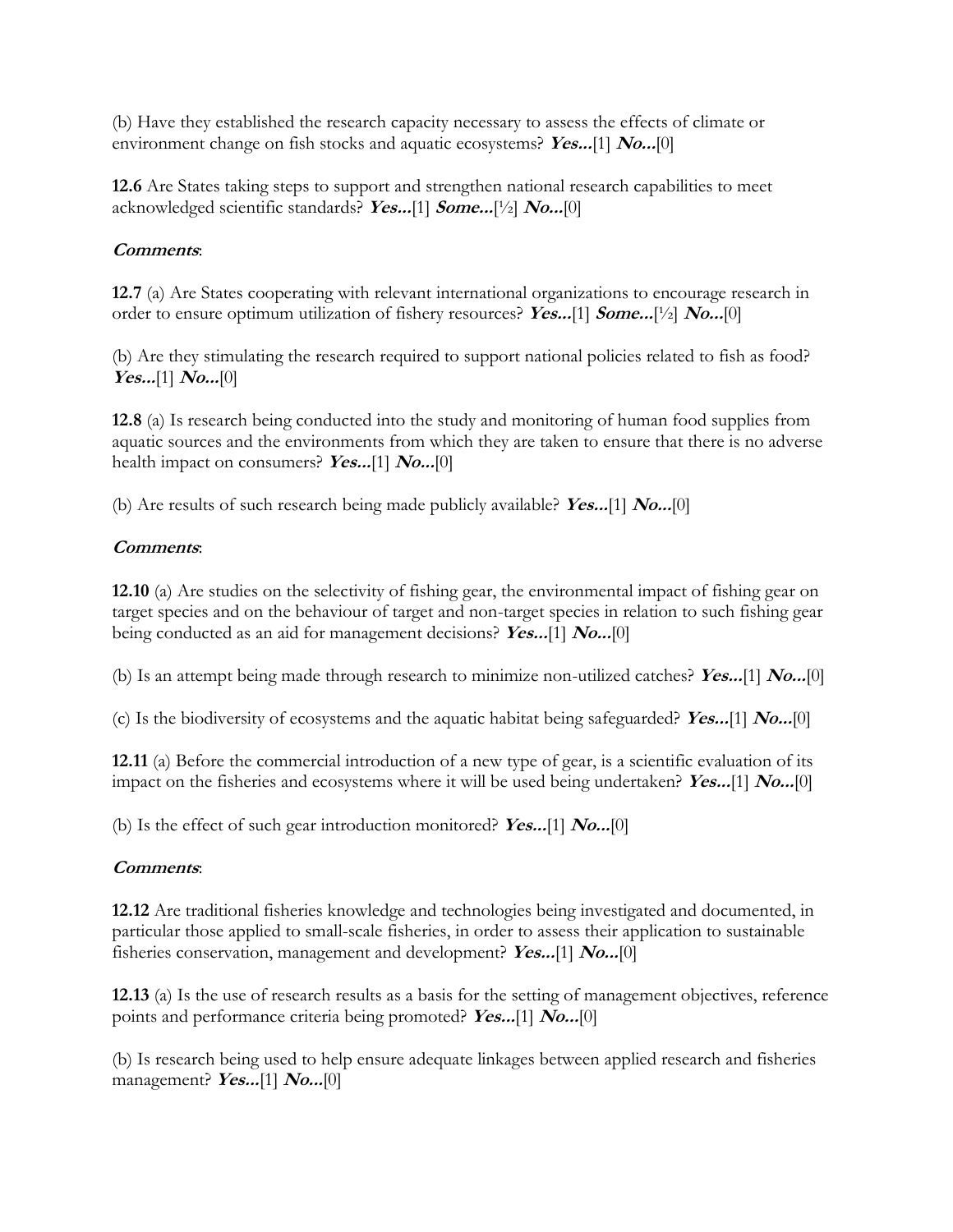(b) Have they established the research capacity necessary to assess the effects of climate or environment change on fish stocks and aquatic ecosystems? ***Yes...***[1] ***No...***[0]

**12.6** Are States taking steps to support and strengthen national research capabilities to meet acknowledged scientific standards? ***Yes...***[1] ***Some...***[½] ***No...***[0]

***Comments***:

**12.7** (a) Are States cooperating with relevant international organizations to encourage research in order to ensure optimum utilization of fishery resources? ***Yes...***[1] ***Some...***[½] ***No...***[0]

(b) Are they stimulating the research required to support national policies related to fish as food? ***Yes...***[1] ***No...***[0]

**12.8** (a) Is research being conducted into the study and monitoring of human food supplies from aquatic sources and the environments from which they are taken to ensure that there is no adverse health impact on consumers? ***Yes...***[1] ***No...***[0]

(b) Are results of such research being made publicly available? ***Yes...***[1] ***No...***[0]

***Comments***:

**12.10** (a) Are studies on the selectivity of fishing gear, the environmental impact of fishing gear on target species and on the behaviour of target and non-target species in relation to such fishing gear being conducted as an aid for management decisions? ***Yes...***[1] ***No...***[0]

(b) Is an attempt being made through research to minimize non-utilized catches? ***Yes...***[1] ***No...***[0]

(c) Is the biodiversity of ecosystems and the aquatic habitat being safeguarded? ***Yes...***[1] ***No...***[0]

**12.11** (a) Before the commercial introduction of a new type of gear, is a scientific evaluation of its impact on the fisheries and ecosystems where it will be used being undertaken? ***Yes...***[1] ***No...***[0]

(b) Is the effect of such gear introduction monitored? ***Yes...***[1] ***No...***[0]

***Comments***:

**12.12** Are traditional fisheries knowledge and technologies being investigated and documented, in particular those applied to small-scale fisheries, in order to assess their application to sustainable fisheries conservation, management and development? ***Yes...***[1] ***No...***[0]

**12.13** (a) Is the use of research results as a basis for the setting of management objectives, reference points and performance criteria being promoted? ***Yes...***[1] ***No...***[0]

(b) Is research being used to help ensure adequate linkages between applied research and fisheries management? ***Yes...***[1] ***No...***[0]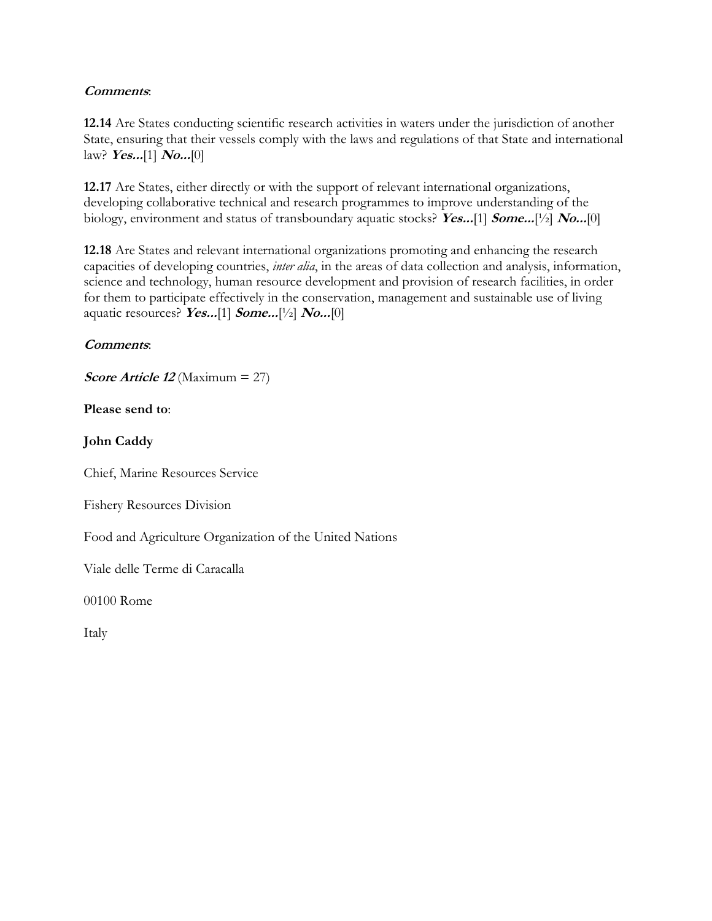***Comments***:

**12.14** Are States conducting scientific research activities in waters under the jurisdiction of another State, ensuring that their vessels comply with the laws and regulations of that State and international law? ***Yes...***[1] ***No...***[0]

**12.17** Are States, either directly or with the support of relevant international organizations, developing collaborative technical and research programmes to improve understanding of the biology, environment and status of transboundary aquatic stocks? ***Yes...***[1] ***Some...***[½] ***No...***[0]

**12.18** Are States and relevant international organizations promoting and enhancing the research capacities of developing countries, *inter alia*, in the areas of data collection and analysis, information, science and technology, human resource development and provision of research facilities, in order for them to participate effectively in the conservation, management and sustainable use of living aquatic resources? ***Yes...***[1] ***Some...***[½] ***No...***[0]

***Comments***:

***Score Article 12*** (Maximum = 27)

**Please send to**:

**John Caddy**

Chief, Marine Resources Service

Fishery Resources Division

Food and Agriculture Organization of the United Nations

Viale delle Terme di Caracalla

00100 Rome

Italy